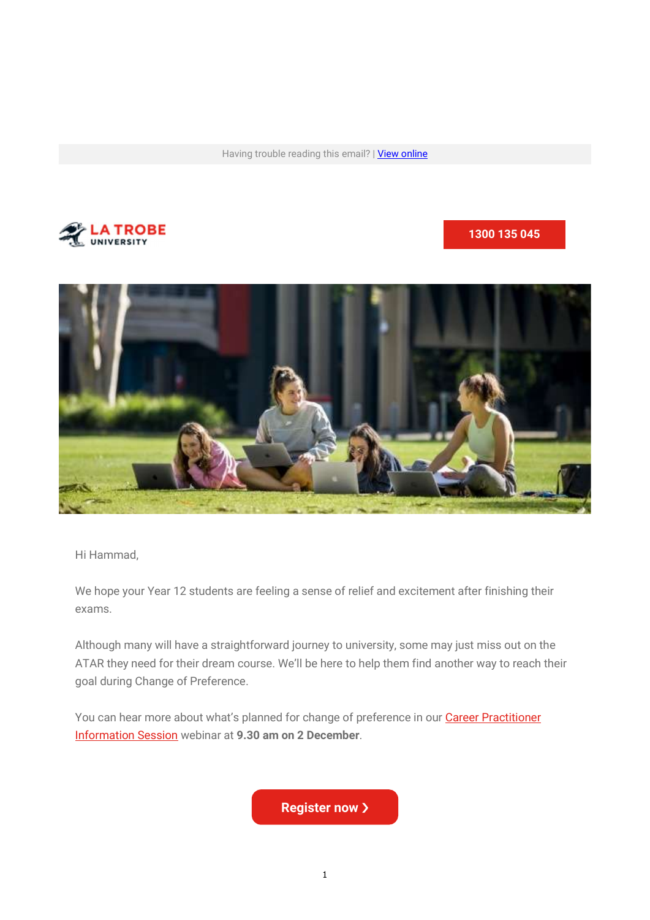Having trouble reading this email? | [View online]

LA TROBE UNIVERSITY

1300 135 045

Hi Hammad,

We hope your Year 12 students are feeling a sense of relief and excitement after finishing their exams.

Although many will have a straightforward journey to university, some may just miss out on the ATAR they need for their dream course. We'll be here to help them find another way to reach their goal during Change of Preference.

You can hear more about what's planned for change of preference in our Career Practitioner Information Session webinar at **9.30 am on 2 December**.

**Register now ❯**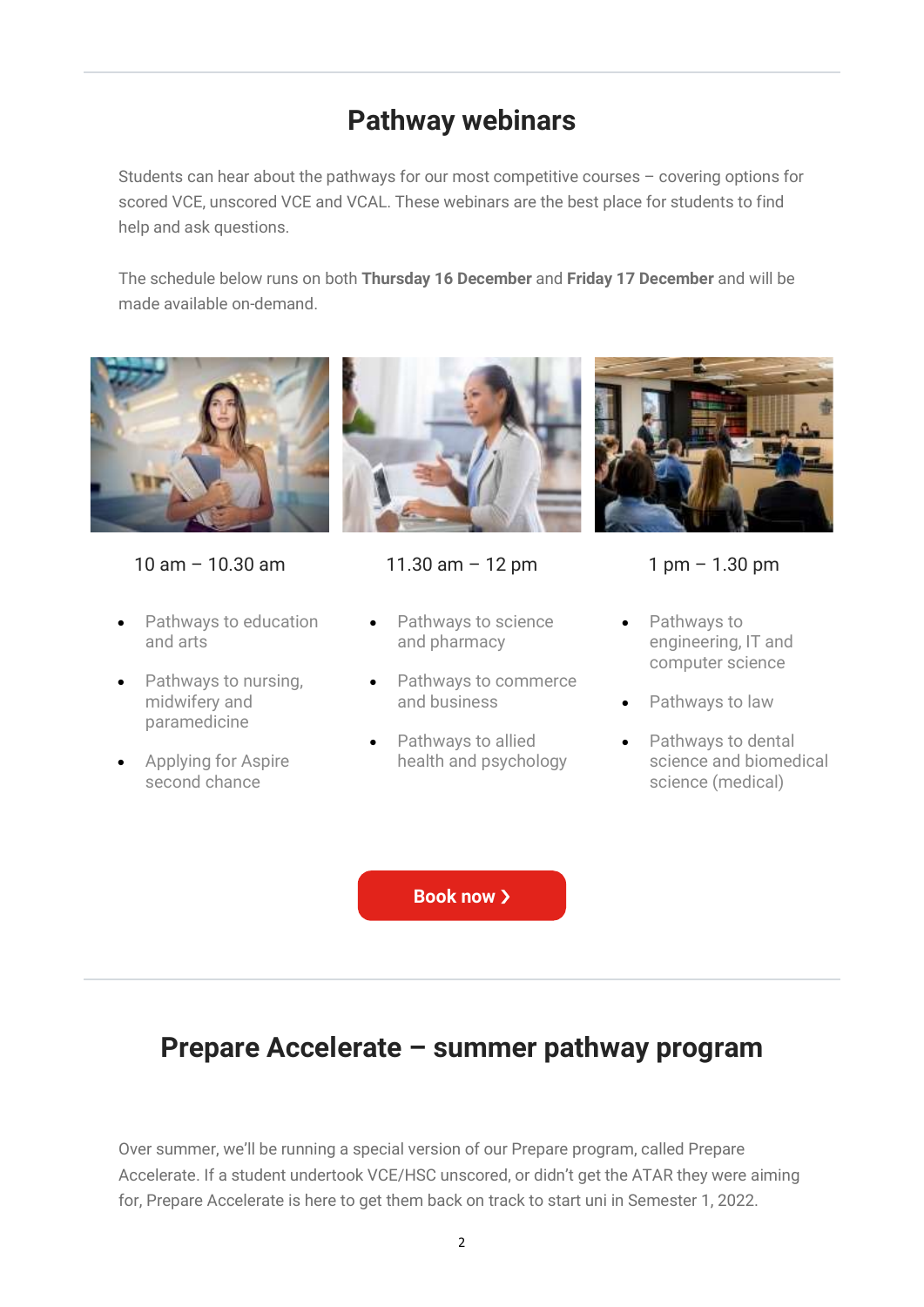## Pathway webinars

Students can hear about the pathways for our most competitive courses – covering options for scored VCE, unscored VCE and VCAL. These webinars are the best place for students to find help and ask questions.

The schedule below runs on both **Thursday 16 December** and **Friday 17 December** and will be made available on-demand.

10 am – 10.30 am

- Pathways to education and arts
- Pathways to nursing, midwifery and paramedicine
- Applying for Aspire second chance

11.30 am – 12 pm

- Pathways to science and pharmacy
- Pathways to commerce and business
- Pathways to allied health and psychology

1 pm – 1.30 pm

- Pathways to engineering, IT and computer science
- Pathways to law
- Pathways to dental science and biomedical science (medical)

**Book now ❯**

## Prepare Accelerate – summer pathway program

Over summer, we'll be running a special version of our Prepare program, called Prepare Accelerate. If a student undertook VCE/HSC unscored, or didn't get the ATAR they were aiming for, Prepare Accelerate is here to get them back on track to start uni in Semester 1, 2022.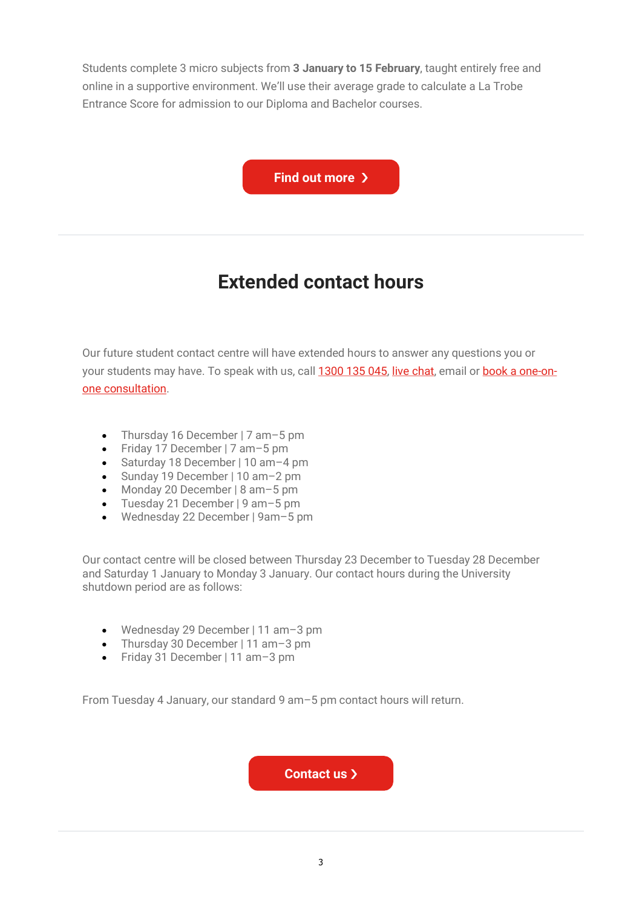Students complete 3 micro subjects from **3 January to 15 February**, taught entirely free and online in a supportive environment. We'll use their average grade to calculate a La Trobe Entrance Score for admission to our Diploma and Bachelor courses.

Find out more ❯

## Extended contact hours

Our future student contact centre will have extended hours to answer any questions you or your students may have. To speak with us, call 1300 135 045, live chat, email or book a one-on-one consultation.

- Thursday 16 December | 7 am–5 pm
- Friday 17 December | 7 am–5 pm
- Saturday 18 December | 10 am–4 pm
- Sunday 19 December | 10 am–2 pm
- Monday 20 December | 8 am–5 pm
- Tuesday 21 December | 9 am–5 pm
- Wednesday 22 December | 9am–5 pm

Our contact centre will be closed between Thursday 23 December to Tuesday 28 December and Saturday 1 January to Monday 3 January. Our contact hours during the University shutdown period are as follows:

- Wednesday 29 December | 11 am–3 pm
- Thursday 30 December | 11 am–3 pm
- Friday 31 December | 11 am–3 pm

From Tuesday 4 January, our standard 9 am–5 pm contact hours will return.

Contact us ❯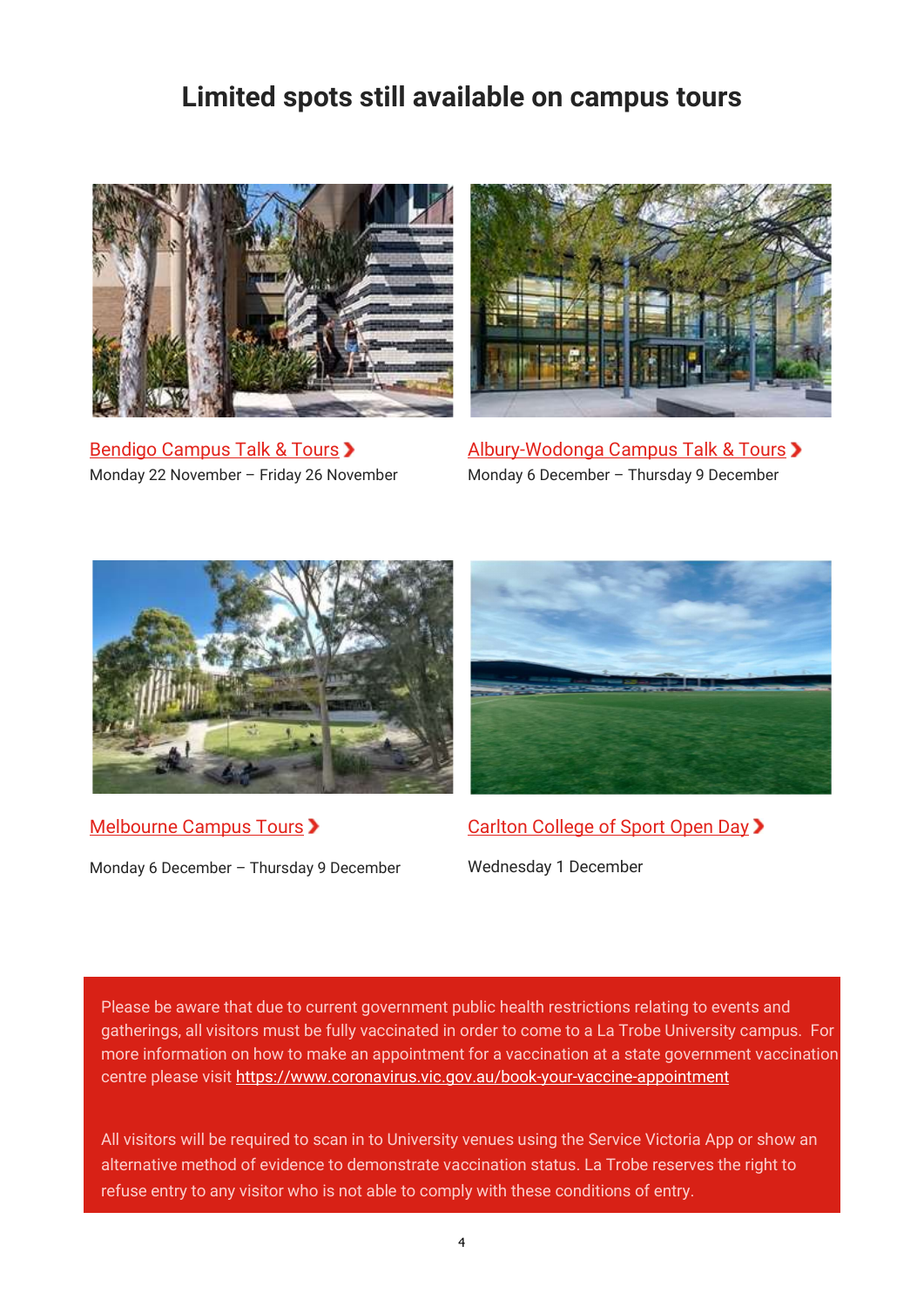# Limited spots still available on campus tours

[Bendigo Campus Talk & Tours](#)

Monday 22 November – Friday 26 November

[Albury-Wodonga Campus Talk & Tours](#)

Monday 6 December – Thursday 9 December

[Melbourne Campus Tours](#)

Monday 6 December – Thursday 9 December

[Carlton College of Sport Open Day](#)

Wednesday 1 December

Please be aware that due to current government public health restrictions relating to events and gatherings, all visitors must be fully vaccinated in order to come to a La Trobe University campus. For more information on how to make an appointment for a vaccination at a state government vaccination centre please visit https://www.coronavirus.vic.gov.au/book-your-vaccine-appointment

All visitors will be required to scan in to University venues using the Service Victoria App or show an alternative method of evidence to demonstrate vaccination status. La Trobe reserves the right to refuse entry to any visitor who is not able to comply with these conditions of entry.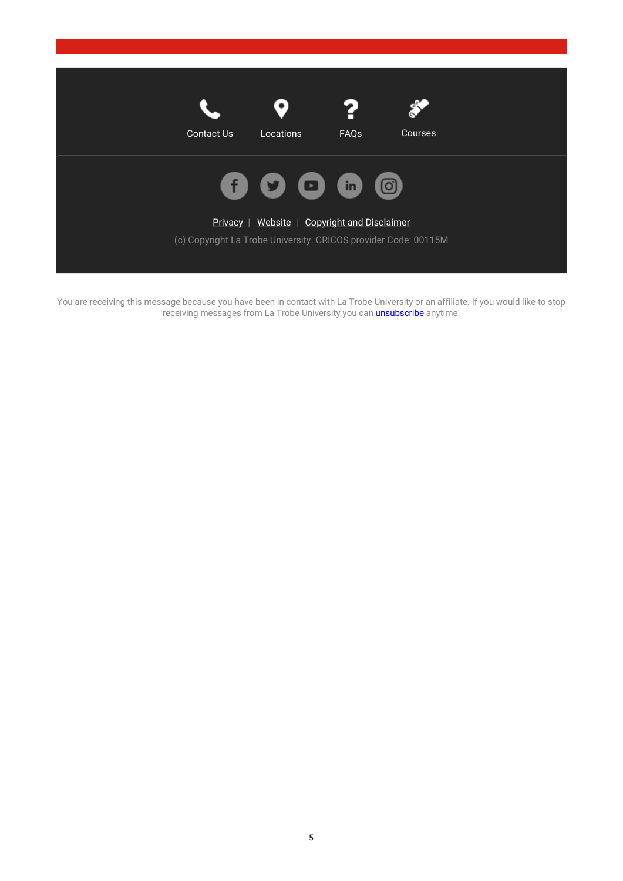Contact Us Locations FAQs Courses

Privacy | Website | Copyright and Disclaimer

(c) Copyright La Trobe University. CRICOS provider Code: 00115M

You are receiving this message because you have been in contact with La Trobe University or an affiliate. If you would like to stop receiving messages from La Trobe University you can unsubscribe anytime.